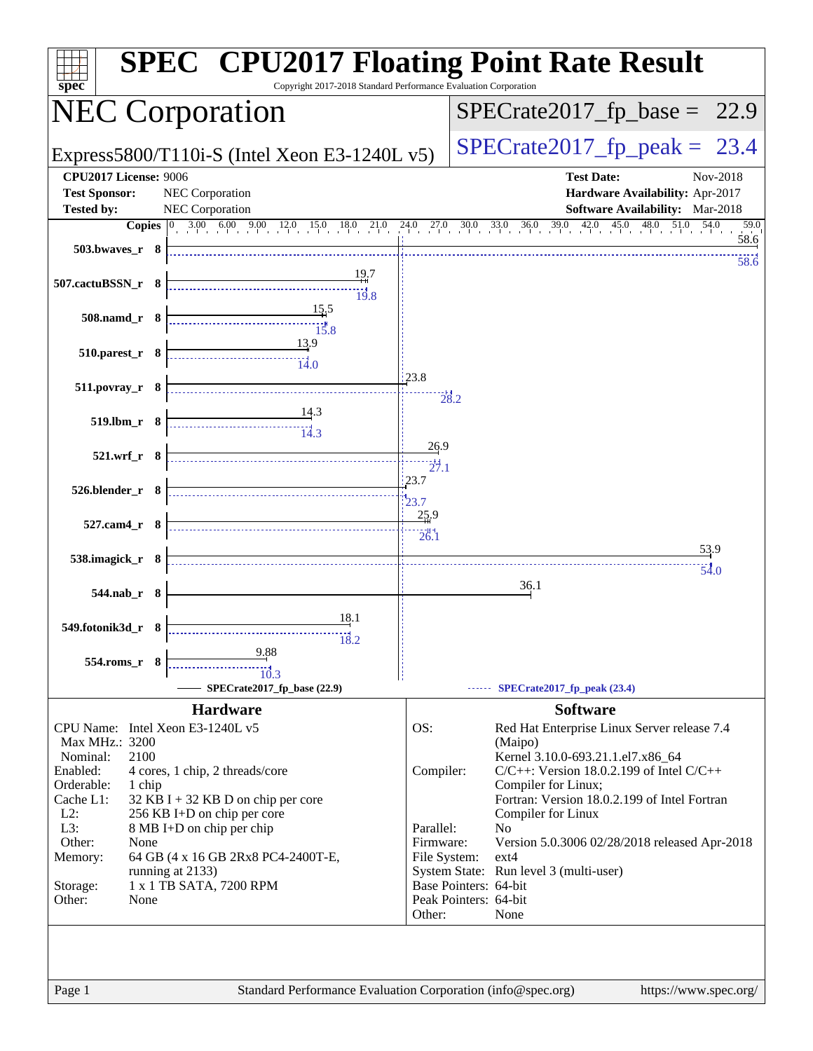# SPEC CPU2017 Floating Point Rate Result

Copyright 2017-2018 Standard Performance Evaluation Corporation

## NEC Corporation

Express5800/T110i-S (Intel Xeon E3-1240L v5)

SPECrate2017_fp_base = 22.9

SPECrate2017_fp_peak = 23.4

**CPU2017 License:** 9006
**Test Sponsor:** NEC Corporation
**Tested by:** NEC Corporation

**Test Date:** Nov-2018
**Hardware Availability:** Apr-2017
**Software Availability:** Mar-2018

| Benchmark | Copies | Base | Peak |
|---|---|---|---|
| 503.bwaves_r | 8 | 58.6 | 58.6 |
| 507.cactuBSSN_r | 8 | 19.7 | 19.8 |
| 508.namd_r | 8 | 15.5 | 15.8 |
| 510.parest_r | 8 | 13.9 | 14.0 |
| 511.povray_r | 8 | 23.8 | 28.2 |
| 519.lbm_r | 8 | 14.3 | 14.3 |
| 521.wrf_r | 8 | 26.9 | 27.1 |
| 526.blender_r | 8 | 23.7 | 23.7 |
| 527.cam4_r | 8 | 25.9 | 26.1 |
| 538.imagick_r | 8 | 53.9 | 54.0 |
| 544.nab_r | 8 | 36.1 | |
| 549.fotonik3d_r | 8 | 18.1 | 18.2 |
| 554.roms_r | 8 | 9.88 | 10.3 |

SPECrate2017_fp_base (22.9) — SPECrate2017_fp_peak (23.4)

### Hardware

| | |
|---|---|
| CPU Name: | Intel Xeon E3-1240L v5 |
| Max MHz.: | 3200 |
| Nominal: | 2100 |
| Enabled: | 4 cores, 1 chip, 2 threads/core |
| Orderable: | 1 chip |
| Cache L1: | 32 KB I + 32 KB D on chip per core |
| L2: | 256 KB I+D on chip per core |
| L3: | 8 MB I+D on chip per chip |
| Other: | None |
| Memory: | 64 GB (4 x 16 GB 2Rx8 PC4-2400T-E, running at 2133) |
| Storage: | 1 x 1 TB SATA, 7200 RPM |
| Other: | None |

### Software

| | |
|---|---|
| OS: | Red Hat Enterprise Linux Server release 7.4 (Maipo) Kernel 3.10.0-693.21.1.el7.x86_64 |
| Compiler: | C/C++: Version 18.0.2.199 of Intel C/C++ Compiler for Linux; Fortran: Version 18.0.2.199 of Intel Fortran Compiler for Linux |
| Parallel: | No |
| Firmware: | Version 5.0.3006 02/28/2018 released Apr-2018 |
| File System: | ext4 |
| System State: | Run level 3 (multi-user) |
| Base Pointers: | 64-bit |
| Peak Pointers: | 64-bit |
| Other: | None |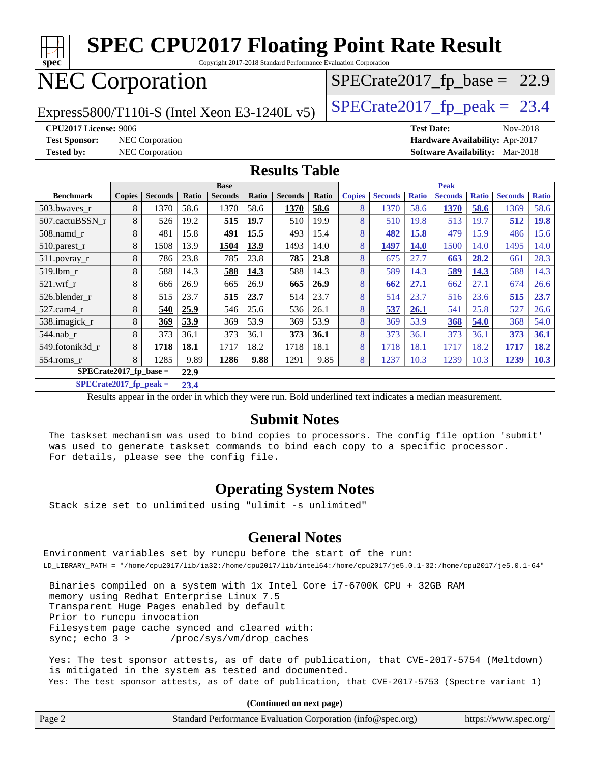# SPEC CPU2017 Floating Point Rate Result

Copyright 2017-2018 Standard Performance Evaluation Corporation

# NEC Corporation

Express5800/T110i-S (Intel Xeon E3-1240L v5)

SPECrate2017_fp_base = 22.9

SPECrate2017_fp_peak = 23.4

**CPU2017 License:** 9006
**Test Sponsor:** NEC Corporation
**Tested by:** NEC Corporation

**Test Date:** Nov-2018
**Hardware Availability:** Apr-2017
**Software Availability:** Mar-2018

## Results Table

| | Base | | | | | | | Peak | | | | | | |
|---|---|---|---|---|---|---|---|---|---|---|---|---|---|---|
| **Benchmark** | **Copies** | **Seconds** | **Ratio** | **Seconds** | **Ratio** | **Seconds** | **Ratio** | **Copies** | **Seconds** | **Ratio** | **Seconds** | **Ratio** | **Seconds** | **Ratio** |
| 503.bwaves_r | 8 | 1370 | 58.6 | 1370 | 58.6 | **1370** | **58.6** | 8 | 1370 | 58.6 | **1370** | **58.6** | 1369 | 58.6 |
| 507.cactuBSSN_r | 8 | 526 | 19.2 | **515** | **19.7** | 510 | 19.9 | 8 | 510 | 19.8 | 513 | 19.7 | **512** | **19.8** |
| 508.namd_r | 8 | 481 | 15.8 | **491** | **15.5** | 493 | 15.4 | 8 | **482** | **15.8** | 479 | 15.9 | 486 | 15.6 |
| 510.parest_r | 8 | 1508 | 13.9 | **1504** | **13.9** | 1493 | 14.0 | 8 | **1497** | **14.0** | 1500 | 14.0 | 1495 | 14.0 |
| 511.povray_r | 8 | 786 | 23.8 | 785 | 23.8 | **785** | **23.8** | 8 | 675 | 27.7 | **663** | **28.2** | 661 | 28.3 |
| 519.lbm_r | 8 | 588 | 14.3 | **588** | **14.3** | 588 | 14.3 | 8 | 589 | 14.3 | **589** | **14.3** | 588 | 14.3 |
| 521.wrf_r | 8 | 666 | 26.9 | 665 | 26.9 | **665** | **26.9** | 8 | **662** | **27.1** | 662 | 27.1 | 674 | 26.6 |
| 526.blender_r | 8 | 515 | 23.7 | **515** | **23.7** | 514 | 23.7 | 8 | 514 | 23.7 | 516 | 23.6 | **515** | **23.7** |
| 527.cam4_r | 8 | **540** | **25.9** | 546 | 25.6 | 536 | 26.1 | 8 | **537** | **26.1** | 541 | 25.8 | 527 | 26.6 |
| 538.imagick_r | 8 | **369** | **53.9** | 369 | 53.9 | 369 | 53.9 | 8 | 369 | 53.9 | **368** | **54.0** | 368 | 54.0 |
| 544.nab_r | 8 | 373 | 36.1 | 373 | 36.1 | **373** | **36.1** | 8 | 373 | 36.1 | 373 | 36.1 | **373** | **36.1** |
| 549.fotonik3d_r | 8 | **1718** | **18.1** | 1717 | 18.2 | 1718 | 18.1 | 8 | 1718 | 18.1 | 1717 | 18.2 | **1717** | **18.2** |
| 554.roms_r | 8 | 1285 | 9.89 | **1286** | **9.88** | 1291 | 9.85 | 8 | 1237 | 10.3 | 1239 | 10.3 | **1239** | **10.3** |

**SPECrate2017_fp_base = 22.9**

**SPECrate2017_fp_peak = 23.4**

Results appear in the order in which they were run. Bold underlined text indicates a median measurement.

## Submit Notes

```
The taskset mechanism was used to bind copies to processors. The config file option 'submit'
was used to generate taskset commands to bind each copy to a specific processor.
For details, please see the config file.
```

## Operating System Notes

```
Stack size set to unlimited using "ulimit -s unlimited"
```

## General Notes

```
Environment variables set by runcpu before the start of the run:
LD_LIBRARY_PATH = "/home/cpu2017/lib/ia32:/home/cpu2017/lib/intel64:/home/cpu2017/je5.0.1-32:/home/cpu2017/je5.0.1-64"

 Binaries compiled on a system with 1x Intel Core i7-6700K CPU + 32GB RAM
 memory using Redhat Enterprise Linux 7.5
 Transparent Huge Pages enabled by default
 Prior to runcpu invocation
 Filesystem page cache synced and cleared with:
 sync; echo 3 >       /proc/sys/vm/drop_caches

 Yes: The test sponsor attests, as of date of publication, that CVE-2017-5754 (Meltdown)
 is mitigated in the system as tested and documented.
 Yes: The test sponsor attests, as of date of publication, that CVE-2017-5753 (Spectre variant 1)
```

**(Continued on next page)**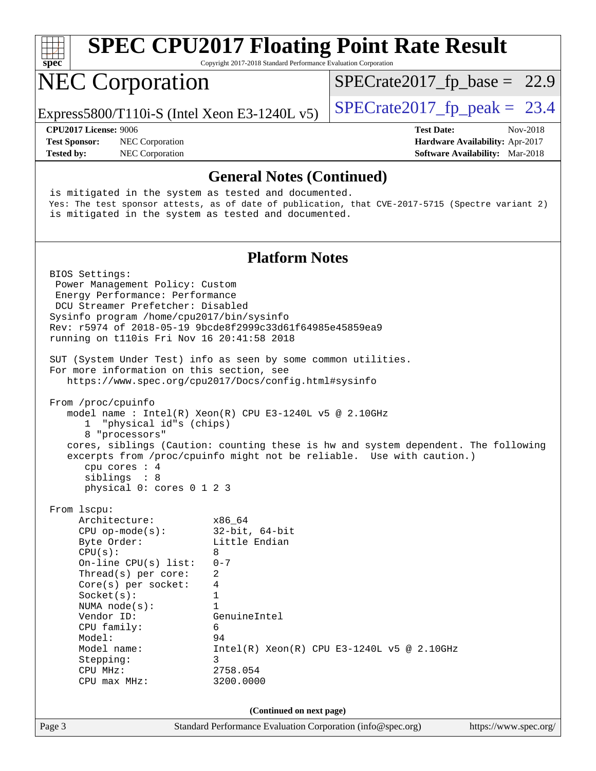## General Notes (Continued)

```
is mitigated in the system as tested and documented.
Yes: The test sponsor attests, as of date of publication, that CVE-2017-5715 (Spectre variant 2)
is mitigated in the system as tested and documented.
```

## Platform Notes

```
BIOS Settings:
 Power Management Policy: Custom
 Energy Performance: Performance
 DCU Streamer Prefetcher: Disabled
Sysinfo program /home/cpu2017/bin/sysinfo
Rev: r5974 of 2018-05-19 9bcde8f2999c33d61f64985e45859ea9
running on t110is Fri Nov 16 20:41:58 2018

SUT (System Under Test) info as seen by some common utilities.
For more information on this section, see
   https://www.spec.org/cpu2017/Docs/config.html#sysinfo

From /proc/cpuinfo
   model name : Intel(R) Xeon(R) CPU E3-1240L v5 @ 2.10GHz
      1  "physical id"s (chips)
      8 "processors"
   cores, siblings (Caution: counting these is hw and system dependent. The following
   excerpts from /proc/cpuinfo might not be reliable.  Use with caution.)
      cpu cores : 4
      siblings  : 8
      physical 0: cores 0 1 2 3

From lscpu:
     Architecture:          x86_64
     CPU op-mode(s):        32-bit, 64-bit
     Byte Order:            Little Endian
     CPU(s):                8
     On-line CPU(s) list:   0-7
     Thread(s) per core:    2
     Core(s) per socket:    4
     Socket(s):             1
     NUMA node(s):          1
     Vendor ID:             GenuineIntel
     CPU family:            6
     Model:                 94
     Model name:            Intel(R) Xeon(R) CPU E3-1240L v5 @ 2.10GHz
     Stepping:              3
     CPU MHz:               2758.054
     CPU max MHz:           3200.0000
```

(Continued on next page)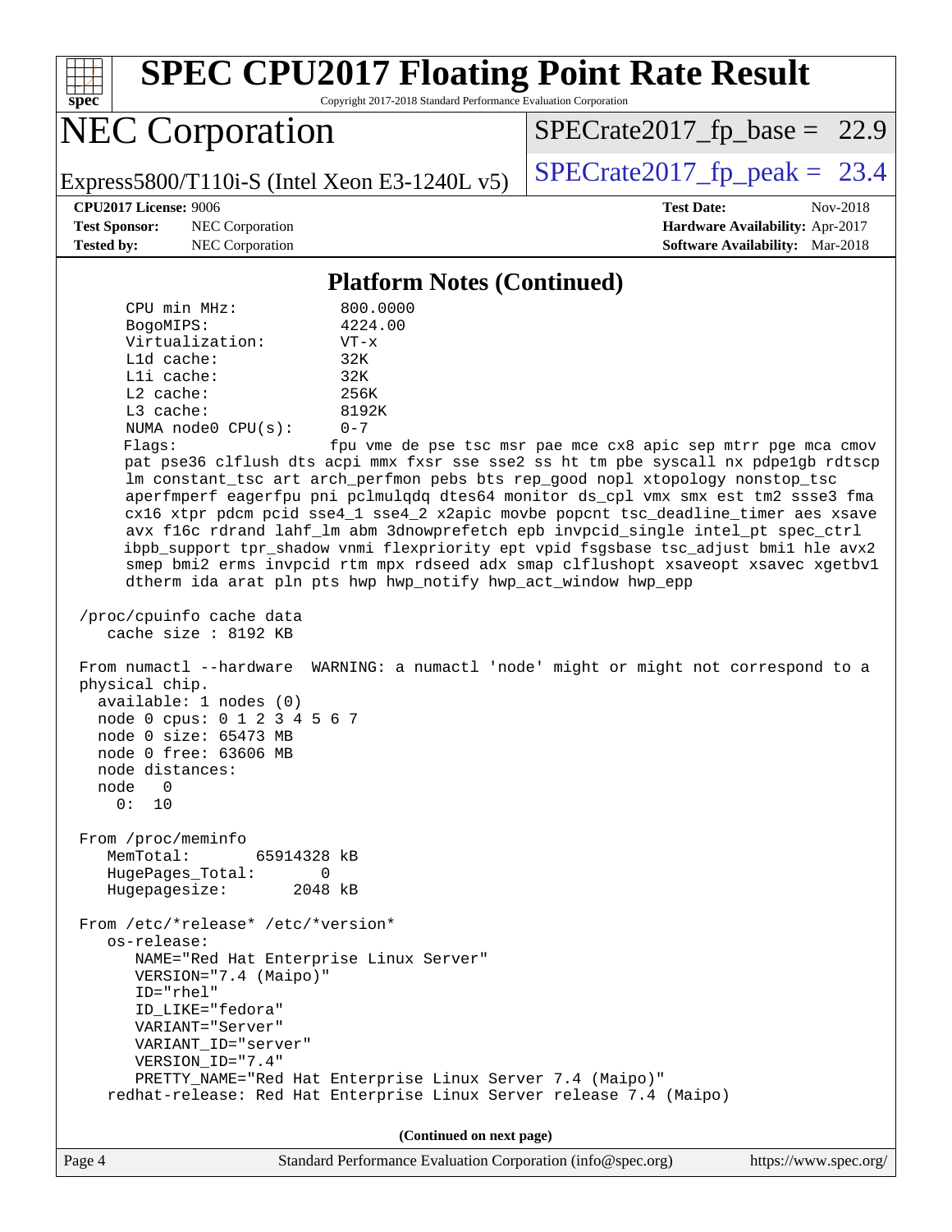## Platform Notes (Continued)

```
      CPU min MHz:            800.0000
      BogoMIPS:               4224.00
      Virtualization:         VT-x
      L1d cache:              32K
      L1i cache:              32K
      L2 cache:               256K
      L3 cache:               8192K
      NUMA node0 CPU(s):      0-7
      Flags:                  fpu vme de pse tsc msr pae mce cx8 apic sep mtrr pge mca cmov
      pat pse36 clflush dts acpi mmx fxsr sse sse2 ss ht tm pbe syscall nx pdpe1gb rdtscp
      lm constant_tsc art arch_perfmon pebs bts rep_good nopl xtopology nonstop_tsc
      aperfmperf eagerfpu pni pclmulqdq dtes64 monitor ds_cpl vmx smx est tm2 ssse3 fma
      cx16 xtpr pdcm pcid sse4_1 sse4_2 x2apic movbe popcnt tsc_deadline_timer aes xsave
      avx f16c rdrand lahf_lm abm 3dnowprefetch epb invpcid_single intel_pt spec_ctrl
      ibpb_support tpr_shadow vnmi flexpriority ept vpid fsgsbase tsc_adjust bmi1 hle avx2
      smep bmi2 erms invpcid rtm mpx rdseed adx smap clflushopt xsaveopt xsavec xgetbv1
      dtherm ida arat pln pts hwp hwp_notify hwp_act_window hwp_epp

 /proc/cpuinfo cache data
    cache size : 8192 KB

 From numactl --hardware  WARNING: a numactl 'node' might or might not correspond to a
 physical chip.
   available: 1 nodes (0)
   node 0 cpus: 0 1 2 3 4 5 6 7
   node 0 size: 65473 MB
   node 0 free: 63606 MB
   node distances:
   node   0
     0:  10

 From /proc/meminfo
    MemTotal:       65914328 kB
    HugePages_Total:       0
    Hugepagesize:       2048 kB

 From /etc/*release* /etc/*version*
    os-release:
       NAME="Red Hat Enterprise Linux Server"
       VERSION="7.4 (Maipo)"
       ID="rhel"
       ID_LIKE="fedora"
       VARIANT="Server"
       VARIANT_ID="server"
       VERSION_ID="7.4"
       PRETTY_NAME="Red Hat Enterprise Linux Server 7.4 (Maipo)"
    redhat-release: Red Hat Enterprise Linux Server release 7.4 (Maipo)
```

(Continued on next page)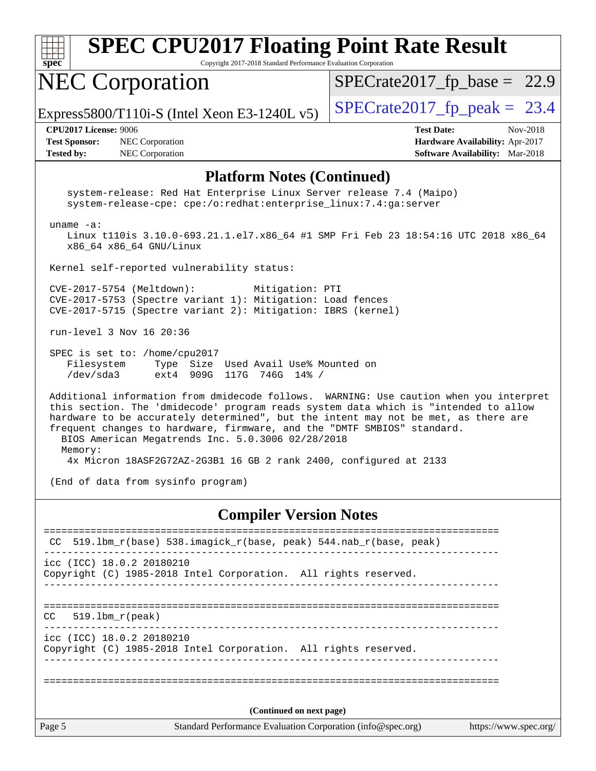## Platform Notes (Continued)

```
    system-release: Red Hat Enterprise Linux Server release 7.4 (Maipo)
    system-release-cpe: cpe:/o:redhat:enterprise_linux:7.4:ga:server

 uname -a:
    Linux t110is 3.10.0-693.21.1.el7.x86_64 #1 SMP Fri Feb 23 18:54:16 UTC 2018 x86_64
    x86_64 x86_64 GNU/Linux

 Kernel self-reported vulnerability status:

 CVE-2017-5754 (Meltdown):          Mitigation: PTI
 CVE-2017-5753 (Spectre variant 1): Mitigation: Load fences
 CVE-2017-5715 (Spectre variant 2): Mitigation: IBRS (kernel)

 run-level 3 Nov 16 20:36

 SPEC is set to: /home/cpu2017
    Filesystem     Type  Size  Used Avail Use% Mounted on
    /dev/sda3      ext4  909G  117G  746G  14% /

 Additional information from dmidecode follows.  WARNING: Use caution when you interpret
 this section. The 'dmidecode' program reads system data which is "intended to allow
 hardware to be accurately determined", but the intent may not be met, as there are
 frequent changes to hardware, firmware, and the "DMTF SMBIOS" standard.
   BIOS American Megatrends Inc. 5.0.3006 02/28/2018
   Memory:
    4x Micron 18ASF2G72AZ-2G3B1 16 GB 2 rank 2400, configured at 2133

 (End of data from sysinfo program)
```

## Compiler Version Notes

```
==============================================================================
 CC  519.lbm_r(base) 538.imagick_r(base, peak) 544.nab_r(base, peak)
------------------------------------------------------------------------------
icc (ICC) 18.0.2 20180210
Copyright (C) 1985-2018 Intel Corporation.  All rights reserved.
------------------------------------------------------------------------------

==============================================================================
CC   519.lbm_r(peak)
------------------------------------------------------------------------------
icc (ICC) 18.0.2 20180210
Copyright (C) 1985-2018 Intel Corporation.  All rights reserved.
------------------------------------------------------------------------------

==============================================================================
```

(Continued on next page)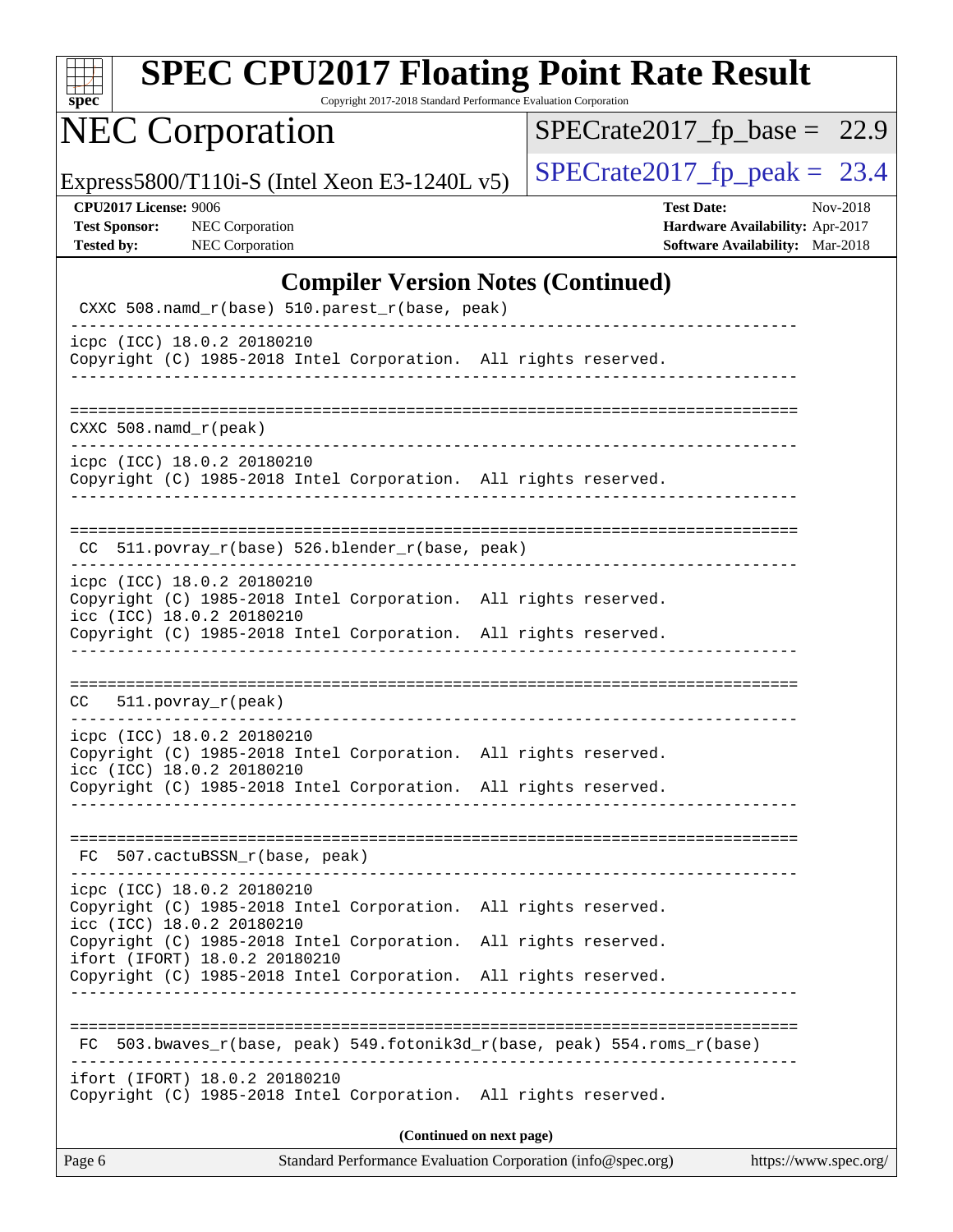## Compilier Version Notes (Continued)

```
 CXXC 508.namd_r(base) 510.parest_r(base, peak)
------------------------------------------------------------------------------
icpc (ICC) 18.0.2 20180210
Copyright (C) 1985-2018 Intel Corporation.  All rights reserved.
------------------------------------------------------------------------------

==============================================================================
CXXC 508.namd_r(peak)
------------------------------------------------------------------------------
icpc (ICC) 18.0.2 20180210
Copyright (C) 1985-2018 Intel Corporation.  All rights reserved.
------------------------------------------------------------------------------

==============================================================================
 CC  511.povray_r(base) 526.blender_r(base, peak)
------------------------------------------------------------------------------
icpc (ICC) 18.0.2 20180210
Copyright (C) 1985-2018 Intel Corporation.  All rights reserved.
icc (ICC) 18.0.2 20180210
Copyright (C) 1985-2018 Intel Corporation.  All rights reserved.
------------------------------------------------------------------------------

==============================================================================
CC   511.povray_r(peak)
------------------------------------------------------------------------------
icpc (ICC) 18.0.2 20180210
Copyright (C) 1985-2018 Intel Corporation.  All rights reserved.
icc (ICC) 18.0.2 20180210
Copyright (C) 1985-2018 Intel Corporation.  All rights reserved.
------------------------------------------------------------------------------

==============================================================================
 FC  507.cactuBSSN_r(base, peak)
------------------------------------------------------------------------------
icpc (ICC) 18.0.2 20180210
Copyright (C) 1985-2018 Intel Corporation.  All rights reserved.
icc (ICC) 18.0.2 20180210
Copyright (C) 1985-2018 Intel Corporation.  All rights reserved.
ifort (IFORT) 18.0.2 20180210
Copyright (C) 1985-2018 Intel Corporation.  All rights reserved.
------------------------------------------------------------------------------

==============================================================================
 FC  503.bwaves_r(base, peak) 549.fotonik3d_r(base, peak) 554.roms_r(base)
------------------------------------------------------------------------------
ifort (IFORT) 18.0.2 20180210
Copyright (C) 1985-2018 Intel Corporation.  All rights reserved.
```

**(Continued on next page)**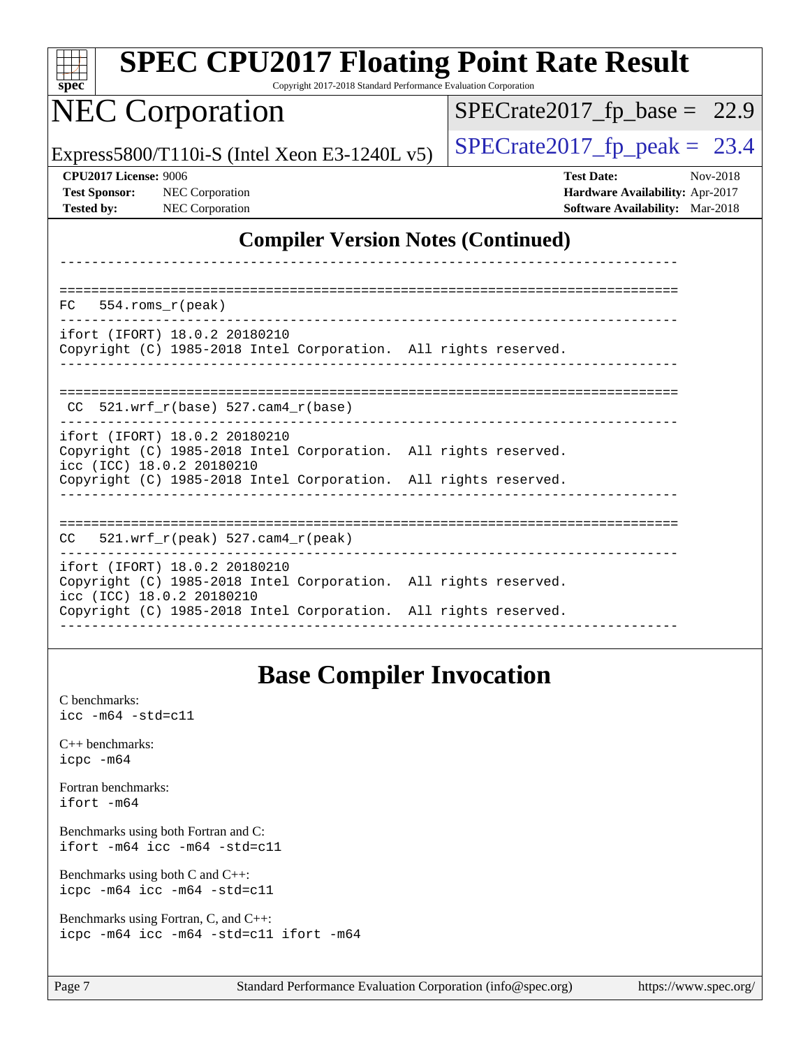# SPEC CPU2017 Floating Point Rate Result

Copyright 2017-2018 Standard Performance Evaluation Corporation

# NEC Corporation

Express5800/T110i-S (Intel Xeon E3-1240L v5)

SPECrate2017_fp_base = 22.9

SPECrate2017_fp_peak = 23.4

**CPU2017 License:** 9006
**Test Sponsor:** NEC Corporation
**Tested by:** NEC Corporation

**Test Date:** Nov-2018
**Hardware Availability:** Apr-2017
**Software Availability:** Mar-2018

## Compiler Version Notes (Continued)

```
------------------------------------------------------------------------------

==============================================================================
FC   554.roms_r(peak)
------------------------------------------------------------------------------
ifort (IFORT) 18.0.2 20180210
Copyright (C) 1985-2018 Intel Corporation.  All rights reserved.
------------------------------------------------------------------------------

==============================================================================
 CC  521.wrf_r(base) 527.cam4_r(base)
------------------------------------------------------------------------------
ifort (IFORT) 18.0.2 20180210
Copyright (C) 1985-2018 Intel Corporation.  All rights reserved.
icc (ICC) 18.0.2 20180210
Copyright (C) 1985-2018 Intel Corporation.  All rights reserved.
------------------------------------------------------------------------------

==============================================================================
CC   521.wrf_r(peak) 527.cam4_r(peak)
------------------------------------------------------------------------------
ifort (IFORT) 18.0.2 20180210
Copyright (C) 1985-2018 Intel Corporation.  All rights reserved.
icc (ICC) 18.0.2 20180210
Copyright (C) 1985-2018 Intel Corporation.  All rights reserved.
------------------------------------------------------------------------------
```

## Base Compiler Invocation

C benchmarks:
`icc -m64 -std=c11`

C++ benchmarks:
`icpc -m64`

Fortran benchmarks:
`ifort -m64`

Benchmarks using both Fortran and C:
`ifort -m64 icc -m64 -std=c11`

Benchmarks using both C and C++:
`icpc -m64 icc -m64 -std=c11`

Benchmarks using Fortran, C, and C++:
`icpc -m64 icc -m64 -std=c11 ifort -m64`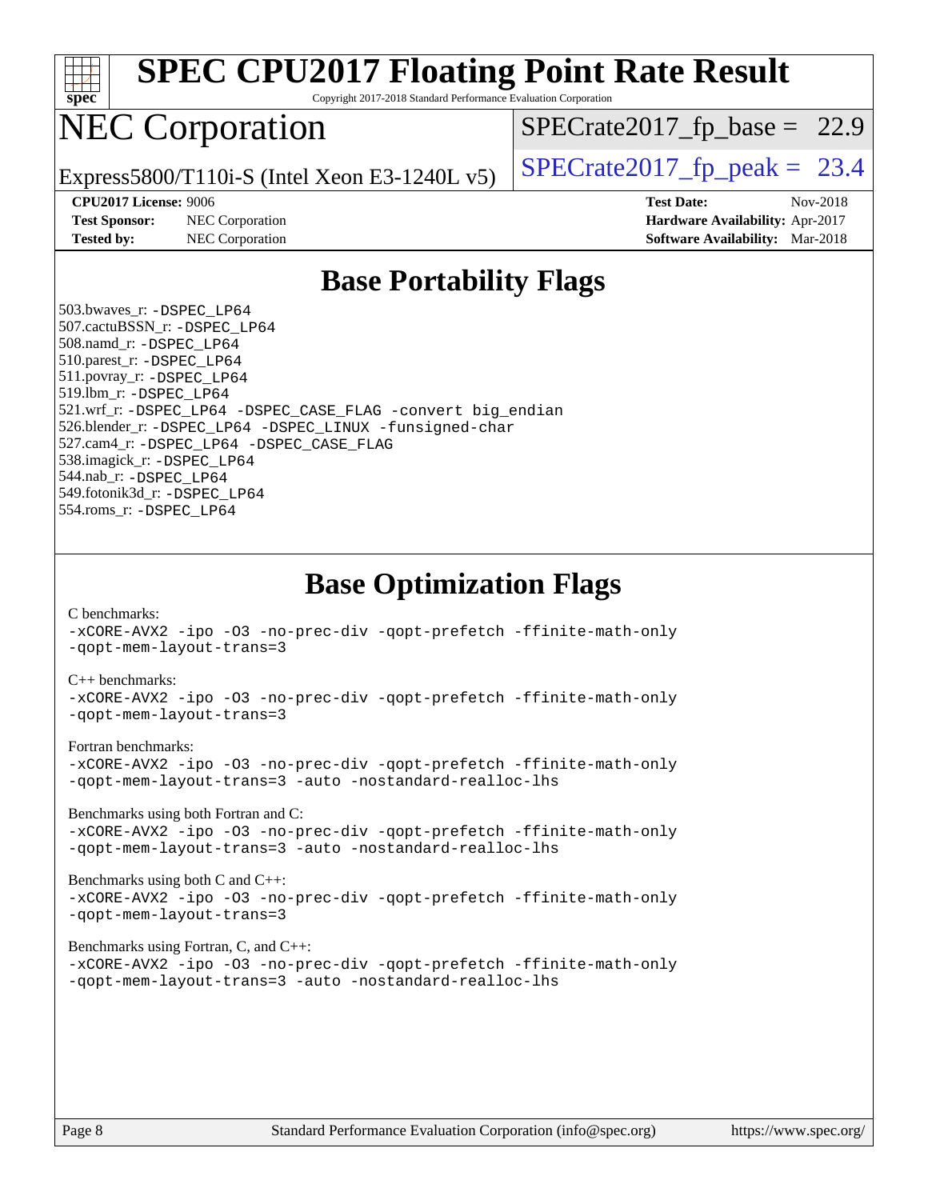# SPEC CPU2017 Floating Point Rate Result

Copyright 2017-2018 Standard Performance Evaluation Corporation

## NEC Corporation

Express5800/T110i-S (Intel Xeon E3-1240L v5)

SPECrate2017_fp_base = 22.9

SPECrate2017_fp_peak = 23.4

**CPU2017 License:** 9006
**Test Sponsor:** NEC Corporation
**Tested by:** NEC Corporation

**Test Date:** Nov-2018
**Hardware Availability:** Apr-2017
**Software Availability:** Mar-2018

## Base Portability Flags

503.bwaves_r: -DSPEC_LP64
507.cactuBSSN_r: -DSPEC_LP64
508.namd_r: -DSPEC_LP64
510.parest_r: -DSPEC_LP64
511.povray_r: -DSPEC_LP64
519.lbm_r: -DSPEC_LP64
521.wrf_r: -DSPEC_LP64 -DSPEC_CASE_FLAG -convert big_endian
526.blender_r: -DSPEC_LP64 -DSPEC_LINUX -funsigned-char
527.cam4_r: -DSPEC_LP64 -DSPEC_CASE_FLAG
538.imagick_r: -DSPEC_LP64
544.nab_r: -DSPEC_LP64
549.fotonik3d_r: -DSPEC_LP64
554.roms_r: -DSPEC_LP64

## Base Optimization Flags

C benchmarks:
-xCORE-AVX2 -ipo -O3 -no-prec-div -qopt-prefetch -ffinite-math-only
-qopt-mem-layout-trans=3

C++ benchmarks:
-xCORE-AVX2 -ipo -O3 -no-prec-div -qopt-prefetch -ffinite-math-only
-qopt-mem-layout-trans=3

Fortran benchmarks:
-xCORE-AVX2 -ipo -O3 -no-prec-div -qopt-prefetch -ffinite-math-only
-qopt-mem-layout-trans=3 -auto -nostandard-realloc-lhs

Benchmarks using both Fortran and C:
-xCORE-AVX2 -ipo -O3 -no-prec-div -qopt-prefetch -ffinite-math-only
-qopt-mem-layout-trans=3 -auto -nostandard-realloc-lhs

Benchmarks using both C and C++:
-xCORE-AVX2 -ipo -O3 -no-prec-div -qopt-prefetch -ffinite-math-only
-qopt-mem-layout-trans=3

Benchmarks using Fortran, C, and C++:
-xCORE-AVX2 -ipo -O3 -no-prec-div -qopt-prefetch -ffinite-math-only
-qopt-mem-layout-trans=3 -auto -nostandard-realloc-lhs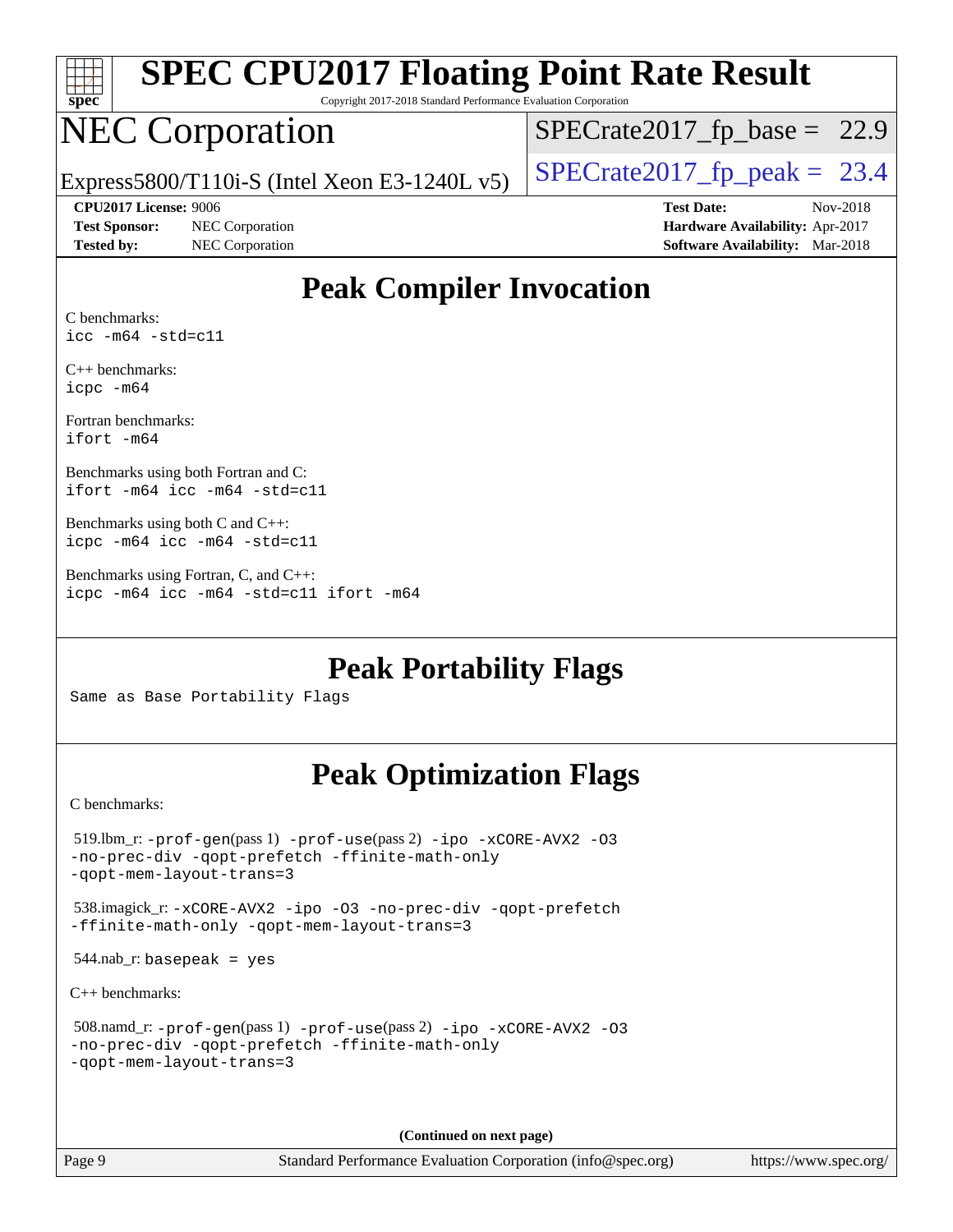# SPEC CPU2017 Floating Point Rate Result

Copyright 2017-2018 Standard Performance Evaluation Corporation

# NEC Corporation

Express5800/T110i-S (Intel Xeon E3-1240L v5)

SPECrate2017_fp_base = 22.9

SPECrate2017_fp_peak = 23.4

**CPU2017 License:** 9006
**Test Sponsor:** NEC Corporation
**Tested by:** NEC Corporation

**Test Date:** Nov-2018
**Hardware Availability:** Apr-2017
**Software Availability:** Mar-2018

## Peak Compiler Invocation

C benchmarks:
```
icc -m64 -std=c11
```

C++ benchmarks:
```
icpc -m64
```

Fortran benchmarks:
```
ifort -m64
```

Benchmarks using both Fortran and C:
```
ifort -m64 icc -m64 -std=c11
```

Benchmarks using both C and C++:
```
icpc -m64 icc -m64 -std=c11
```

Benchmarks using Fortran, C, and C++:
```
icpc -m64 icc -m64 -std=c11 ifort -m64
```

## Peak Portability Flags

Same as Base Portability Flags

## Peak Optimization Flags

C benchmarks:

519.lbm_r: -prof-gen(pass 1) -prof-use(pass 2) -ipo -xCORE-AVX2 -O3 -no-prec-div -qopt-prefetch -ffinite-math-only -qopt-mem-layout-trans=3

538.imagick_r: -xCORE-AVX2 -ipo -O3 -no-prec-div -qopt-prefetch -ffinite-math-only -qopt-mem-layout-trans=3

544.nab_r: basepeak = yes

C++ benchmarks:

508.namd_r: -prof-gen(pass 1) -prof-use(pass 2) -ipo -xCORE-AVX2 -O3 -no-prec-div -qopt-prefetch -ffinite-math-only -qopt-mem-layout-trans=3

(Continued on next page)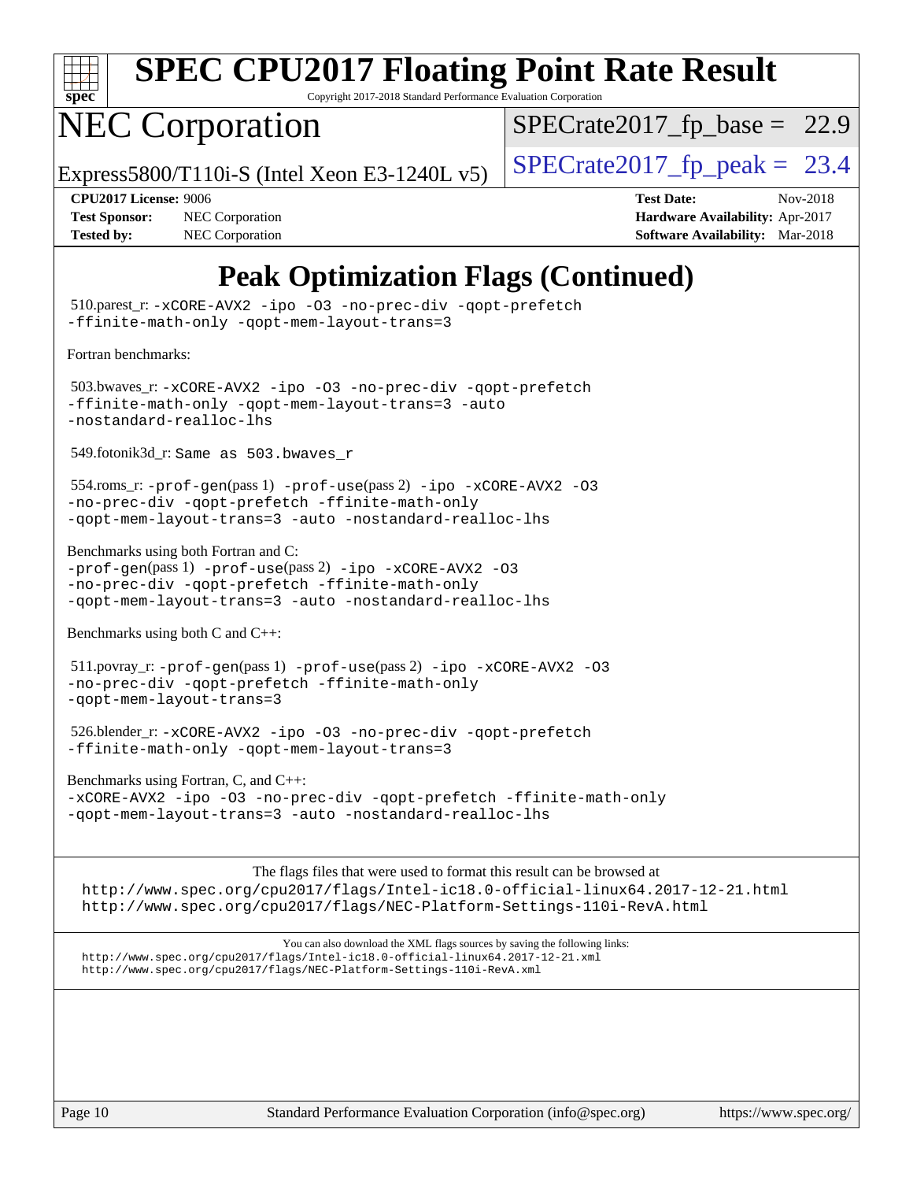# SPEC CPU2017 Floating Point Rate Result

Copyright 2017-2018 Standard Performance Evaluation Corporation

# NEC Corporation

Express5800/T110i-S (Intel Xeon E3-1240L v5)

SPECrate2017_fp_base = 22.9

SPECrate2017_fp_peak = 23.4

**CPU2017 License:** 9006
**Test Sponsor:** NEC Corporation
**Tested by:** NEC Corporation

**Test Date:** Nov-2018
**Hardware Availability:** Apr-2017
**Software Availability:** Mar-2018

## Peak Optimization Flags (Continued)

510.parest_r: `-xCORE-AVX2 -ipo -O3 -no-prec-div -qopt-prefetch -ffinite-math-only -qopt-mem-layout-trans=3`

Fortran benchmarks:

503.bwaves_r: `-xCORE-AVX2 -ipo -O3 -no-prec-div -qopt-prefetch -ffinite-math-only -qopt-mem-layout-trans=3 -auto -nostandard-realloc-lhs`

549.fotonik3d_r: `Same as 503.bwaves_r`

554.roms_r: `-prof-gen`(pass 1) `-prof-use`(pass 2) `-ipo -xCORE-AVX2 -O3 -no-prec-div -qopt-prefetch -ffinite-math-only -qopt-mem-layout-trans=3 -auto -nostandard-realloc-lhs`

Benchmarks using both Fortran and C:
`-prof-gen`(pass 1) `-prof-use`(pass 2) `-ipo -xCORE-AVX2 -O3 -no-prec-div -qopt-prefetch -ffinite-math-only -qopt-mem-layout-trans=3 -auto -nostandard-realloc-lhs`

Benchmarks using both C and C++:

511.povray_r: `-prof-gen`(pass 1) `-prof-use`(pass 2) `-ipo -xCORE-AVX2 -O3 -no-prec-div -qopt-prefetch -ffinite-math-only -qopt-mem-layout-trans=3`

526.blender_r: `-xCORE-AVX2 -ipo -O3 -no-prec-div -qopt-prefetch -ffinite-math-only -qopt-mem-layout-trans=3`

Benchmarks using Fortran, C, and C++:
`-xCORE-AVX2 -ipo -O3 -no-prec-div -qopt-prefetch -ffinite-math-only -qopt-mem-layout-trans=3 -auto -nostandard-realloc-lhs`

The flags files that were used to format this result can be browsed at
http://www.spec.org/cpu2017/flags/Intel-ic18.0-official-linux64.2017-12-21.html
http://www.spec.org/cpu2017/flags/NEC-Platform-Settings-110i-RevA.html

You can also download the XML flags sources by saving the following links:
http://www.spec.org/cpu2017/flags/Intel-ic18.0-official-linux64.2017-12-21.xml
http://www.spec.org/cpu2017/flags/NEC-Platform-Settings-110i-RevA.xml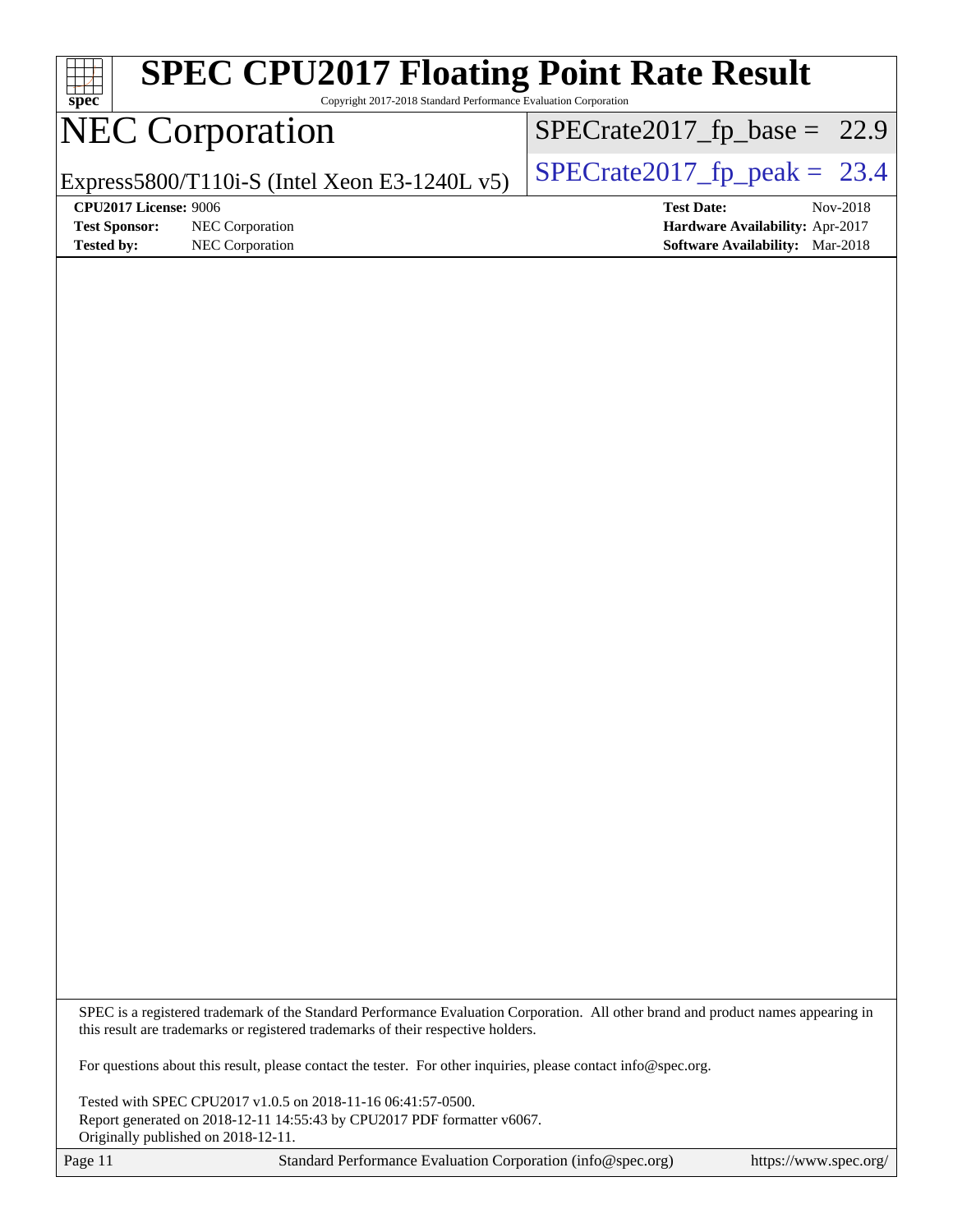SPEC is a registered trademark of the Standard Performance Evaluation Corporation. All other brand and product names appearing in this result are trademarks or registered trademarks of their respective holders.

For questions about this result, please contact the tester. For other inquiries, please contact info@spec.org.

Tested with SPEC CPU2017 v1.0.5 on 2018-11-16 06:41:57-0500.
Report generated on 2018-12-11 14:55:43 by CPU2017 PDF formatter v6067.
Originally published on 2018-12-11.